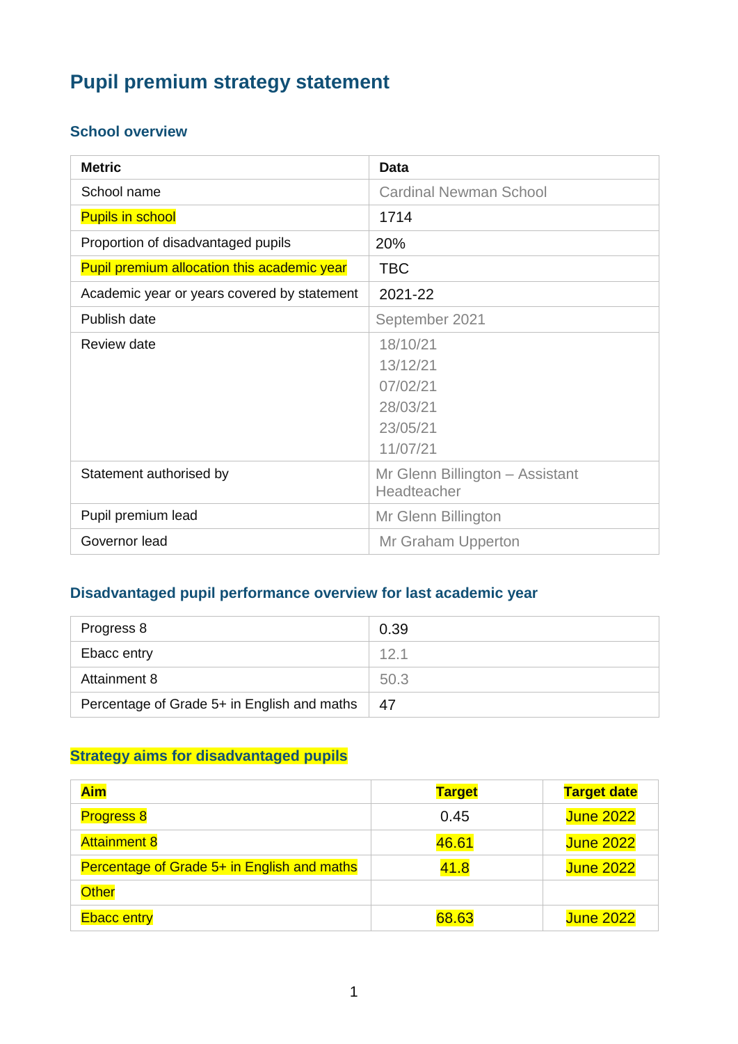# Pupil premium strategy statement

## School overview

| Metric | Data |
|---|---|
| School name | Cardinal Newman School |
| Pupils in school | 1714 |
| Proportion of disadvantaged pupils | 20% |
| Pupil premium allocation this academic year | TBC |
| Academic year or years covered by statement | 2021-22 |
| Publish date | September 2021 |
| Review date | 18/10/21<br>13/12/21<br>07/02/21<br>28/03/21<br>23/05/21<br>11/07/21 |
| Statement authorised by | Mr Glenn Billington – Assistant Headteacher |
| Pupil premium lead | Mr Glenn Billington |
| Governor lead | Mr Graham Upperton |

## Disadvantaged pupil performance overview for last academic year

| | |
|---|---|
| Progress 8 | 0.39 |
| Ebacc entry | 12.1 |
| Attainment 8 | 50.3 |
| Percentage of Grade 5+ in English and maths | 47 |

## Strategy aims for disadvantaged pupils

| Aim | Target | Target date |
|---|---|---|
| Progress 8 | 0.45 | June 2022 |
| Attainment 8 | 46.61 | June 2022 |
| Percentage of Grade 5+ in English and maths | 41.8 | June 2022 |
| Other | | |
| Ebacc entry | 68.63 | June 2022 |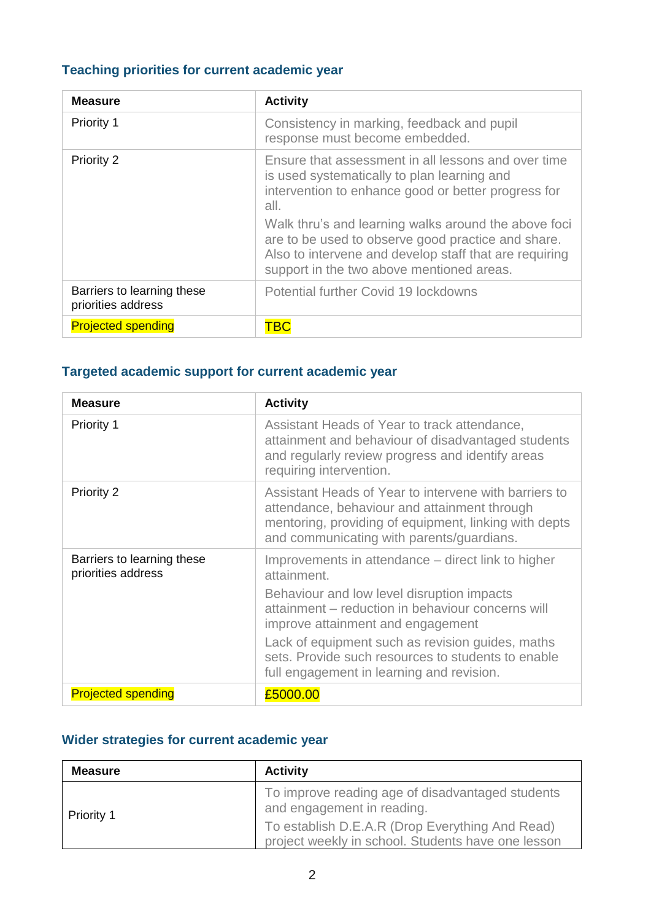### Teaching priorities for current academic year

| Measure | Activity |
|---|---|
| Priority 1 | Consistency in marking, feedback and pupil response must become embedded. |
| Priority 2 | Ensure that assessment in all lessons and over time is used systematically to plan learning and intervention to enhance good or better progress for all.<br>Walk thru's and learning walks around the above foci are to be used to observe good practice and share. Also to intervene and develop staff that are requiring support in the two above mentioned areas. |
| Barriers to learning these priorities address | Potential further Covid 19 lockdowns |
| Projected spending | TBC |

### Targeted academic support for current academic year

| Measure | Activity |
|---|---|
| Priority 1 | Assistant Heads of Year to track attendance, attainment and behaviour of disadvantaged students and regularly review progress and identify areas requiring intervention. |
| Priority 2 | Assistant Heads of Year to intervene with barriers to attendance, behaviour and attainment through mentoring, providing of equipment, linking with depts and communicating with parents/guardians. |
| Barriers to learning these priorities address | Improvements in attendance – direct link to higher attainment.<br>Behaviour and low level disruption impacts attainment – reduction in behaviour concerns will improve attainment and engagement<br>Lack of equipment such as revision guides, maths sets. Provide such resources to students to enable full engagement in learning and revision. |
| Projected spending | £5000.00 |

### Wider strategies for current academic year

| Measure | Activity |
|---|---|
| Priority 1 | To improve reading age of disadvantaged students and engagement in reading.<br>To establish D.E.A.R (Drop Everything And Read) project weekly in school. Students have one lesson |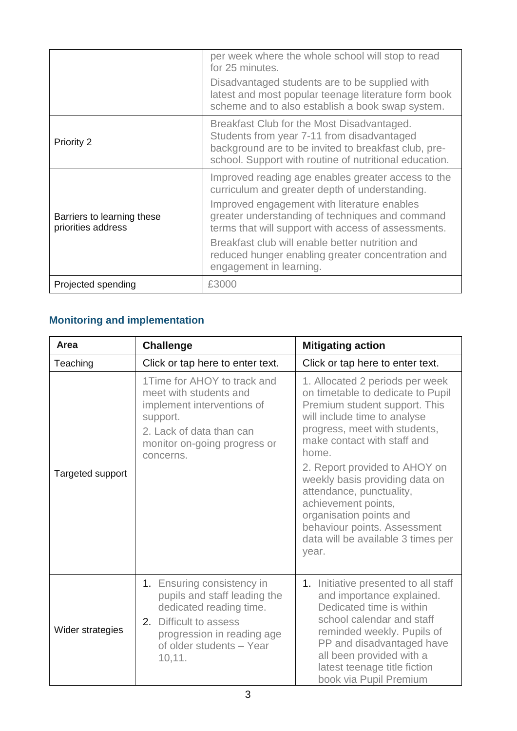| | |
|---|---|
| | per week where the whole school will stop to read for 25 minutes.<br>Disadvantaged students are to be supplied with latest and most popular teenage literature form book scheme and to also establish a book swap system. |
| Priority 2 | Breakfast Club for the Most Disadvantaged. Students from year 7-11 from disadvantaged background are to be invited to breakfast club, pre-school. Support with routine of nutritional education. |
| Barriers to learning these priorities address | Improved reading age enables greater access to the curriculum and greater depth of understanding.<br>Improved engagement with literature enables greater understanding of techniques and command terms that will support with access of assessments.<br>Breakfast club will enable better nutrition and reduced hunger enabling greater concentration and engagement in learning. |
| Projected spending | £3000 |

## Monitoring and implementation

| Area | Challenge | Mitigating action |
|---|---|---|
| Teaching | Click or tap here to enter text. | Click or tap here to enter text. |
| Targeted support | 1Time for AHOY to track and meet with students and implement interventions of support.<br>2. Lack of data than can monitor on-going progress or concerns. | 1. Allocated 2 periods per week on timetable to dedicate to Pupil Premium student support. This will include time to analyse progress, meet with students, make contact with staff and home.<br>2. Report provided to AHOY on weekly basis providing data on attendance, punctuality, achievement points, organisation points and behaviour points. Assessment data will be available 3 times per year. |
| Wider strategies | 1. Ensuring consistency in pupils and staff leading the dedicated reading time.<br>2. Difficult to assess progression in reading age of older students – Year 10,11. | 1. Initiative presented to all staff and importance explained. Dedicated time is within school calendar and staff reminded weekly. Pupils of PP and disadvantaged have all been provided with a latest teenage title fiction book via Pupil Premium |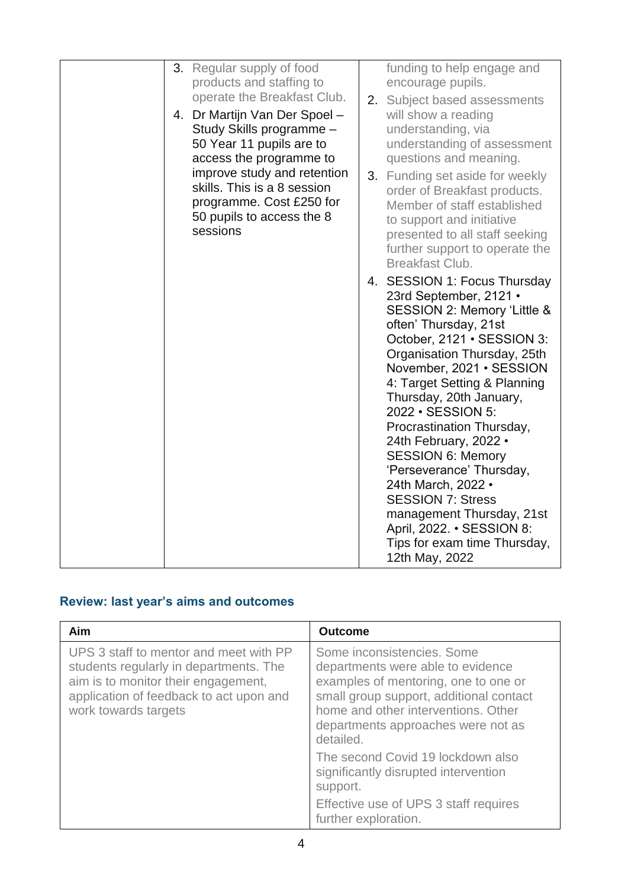| | | |
|---|---|---|
| | 3. Regular supply of food products and staffing to operate the Breakfast Club.<br>4. Dr Martijn Van Der Spoel – Study Skills programme – 50 Year 11 pupils are to access the programme to improve study and retention skills. This is a 8 session programme. Cost £250 for 50 pupils to access the 8 sessions | funding to help engage and encourage pupils.<br>2. Subject based assessments will show a reading understanding, via understanding of assessment questions and meaning.<br>3. Funding set aside for weekly order of Breakfast products. Member of staff established to support and initiative presented to all staff seeking further support to operate the Breakfast Club.<br>4. SESSION 1: Focus Thursday 23rd September, 2121 • SESSION 2: Memory 'Little & often' Thursday, 21st October, 2121 • SESSION 3: Organisation Thursday, 25th November, 2021 • SESSION 4: Target Setting & Planning Thursday, 20th January, 2022 • SESSION 5: Procrastination Thursday, 24th February, 2022 • SESSION 6: Memory 'Perseverance' Thursday, 24th March, 2022 • SESSION 7: Stress management Thursday, 21st April, 2022. • SESSION 8: Tips for exam time Thursday, 12th May, 2022 |

## Review: last year's aims and outcomes

| Aim | Outcome |
|---|---|
| UPS 3 staff to mentor and meet with PP students regularly in departments. The aim is to monitor their engagement, application of feedback to act upon and work towards targets | Some inconsistencies. Some departments were able to evidence examples of mentoring, one to one or small group support, additional contact home and other interventions. Other departments approaches were not as detailed.<br><br>The second Covid 19 lockdown also significantly disrupted intervention support.<br><br>Effective use of UPS 3 staff requires further exploration. |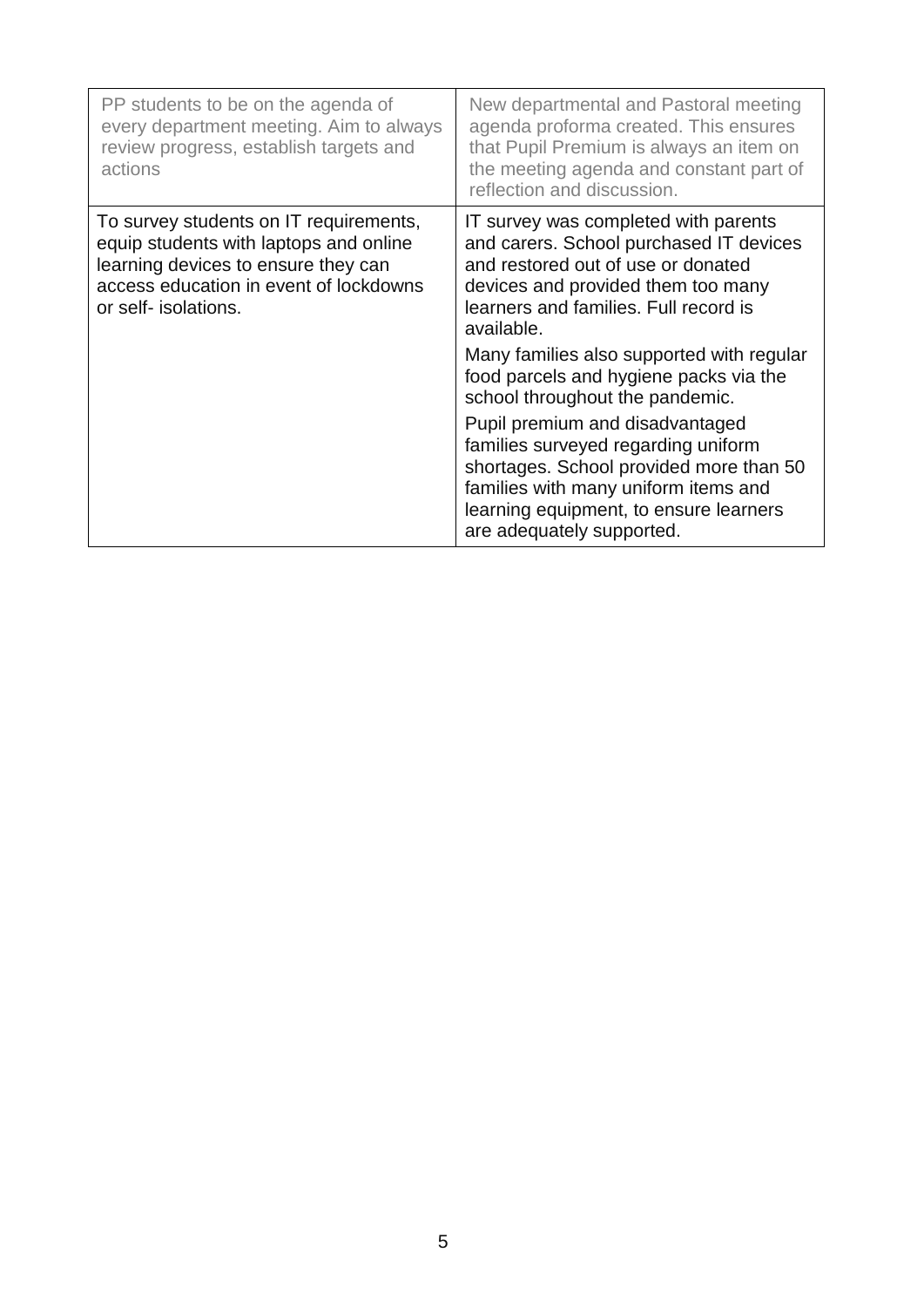| | |
|---|---|
| PP students to be on the agenda of every department meeting. Aim to always review progress, establish targets and actions | New departmental and Pastoral meeting agenda proforma created. This ensures that Pupil Premium is always an item on the meeting agenda and constant part of reflection and discussion. |
| To survey students on IT requirements, equip students with laptops and online learning devices to ensure they can access education in event of lockdowns or self- isolations. | IT survey was completed with parents and carers. School purchased IT devices and restored out of use or donated devices and provided them too many learners and families. Full record is available.<br><br>Many families also supported with regular food parcels and hygiene packs via the school throughout the pandemic.<br><br>Pupil premium and disadvantaged families surveyed regarding uniform shortages. School provided more than 50 families with many uniform items and learning equipment, to ensure learners are adequately supported. |